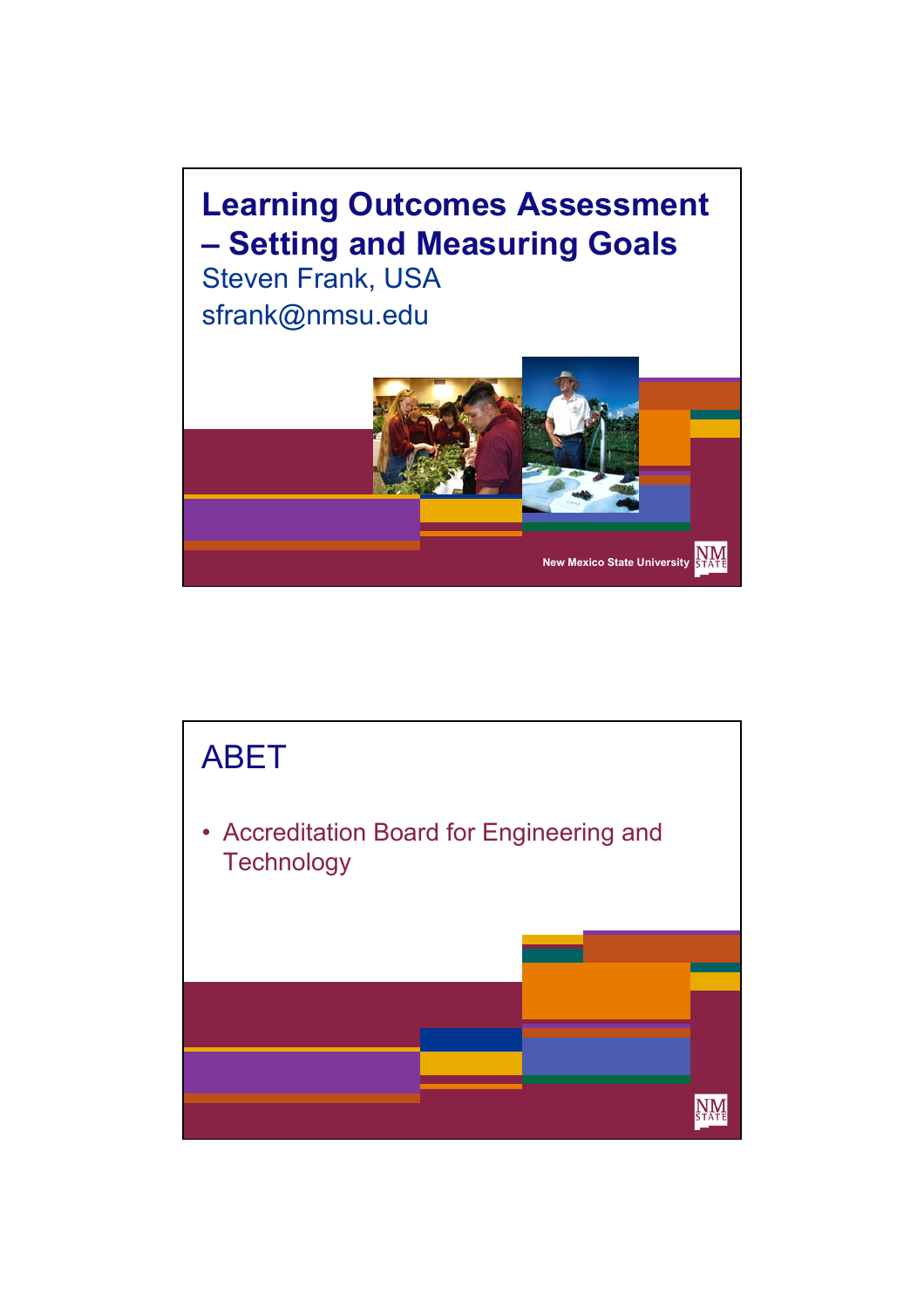# Learning Outcomes Assessment – Setting and Measuring Goals

Steven Frank, USA

sfrank@nmsu.edu

New Mexico State University

## ABET

- Accreditation Board for Engineering and Technology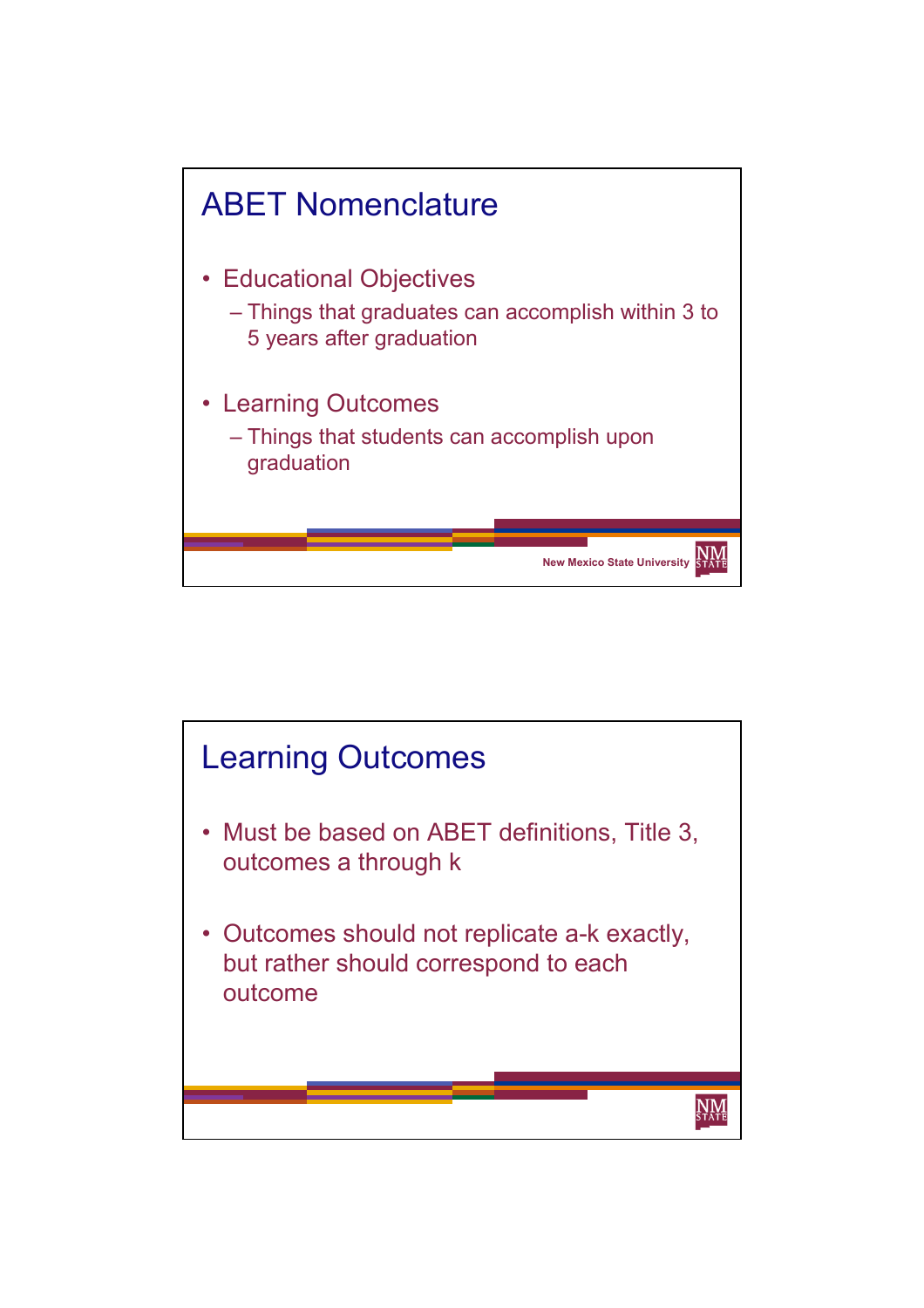## ABET Nomenclature

- Educational Objectives
  - Things that graduates can accomplish within 3 to 5 years after graduation
- Learning Outcomes
  - Things that students can accomplish upon graduation

## Learning Outcomes

- Must be based on ABET definitions, Title 3, outcomes a through k
- Outcomes should not replicate a-k exactly, but rather should correspond to each outcome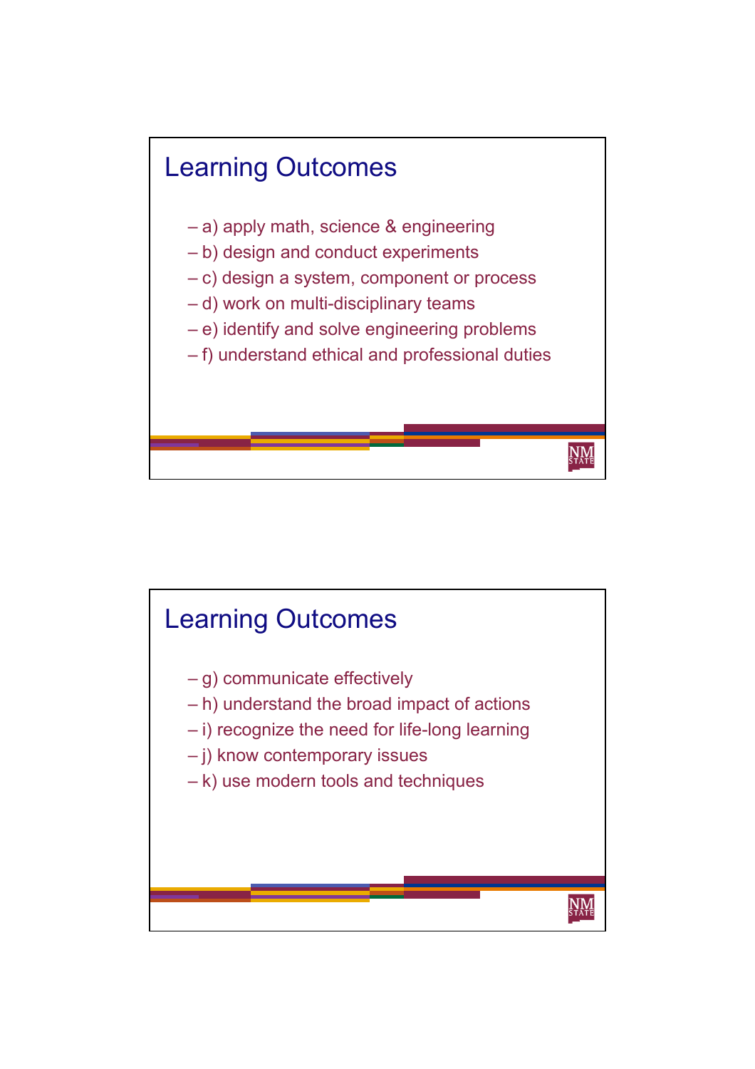## Learning Outcomes

- a) apply math, science & engineering
- b) design and conduct experiments
- c) design a system, component or process
- d) work on multi-disciplinary teams
- e) identify and solve engineering problems
- f) understand ethical and professional duties

## Learning Outcomes

- g) communicate effectively
- h) understand the broad impact of actions
- i) recognize the need for life-long learning
- j) know contemporary issues
- k) use modern tools and techniques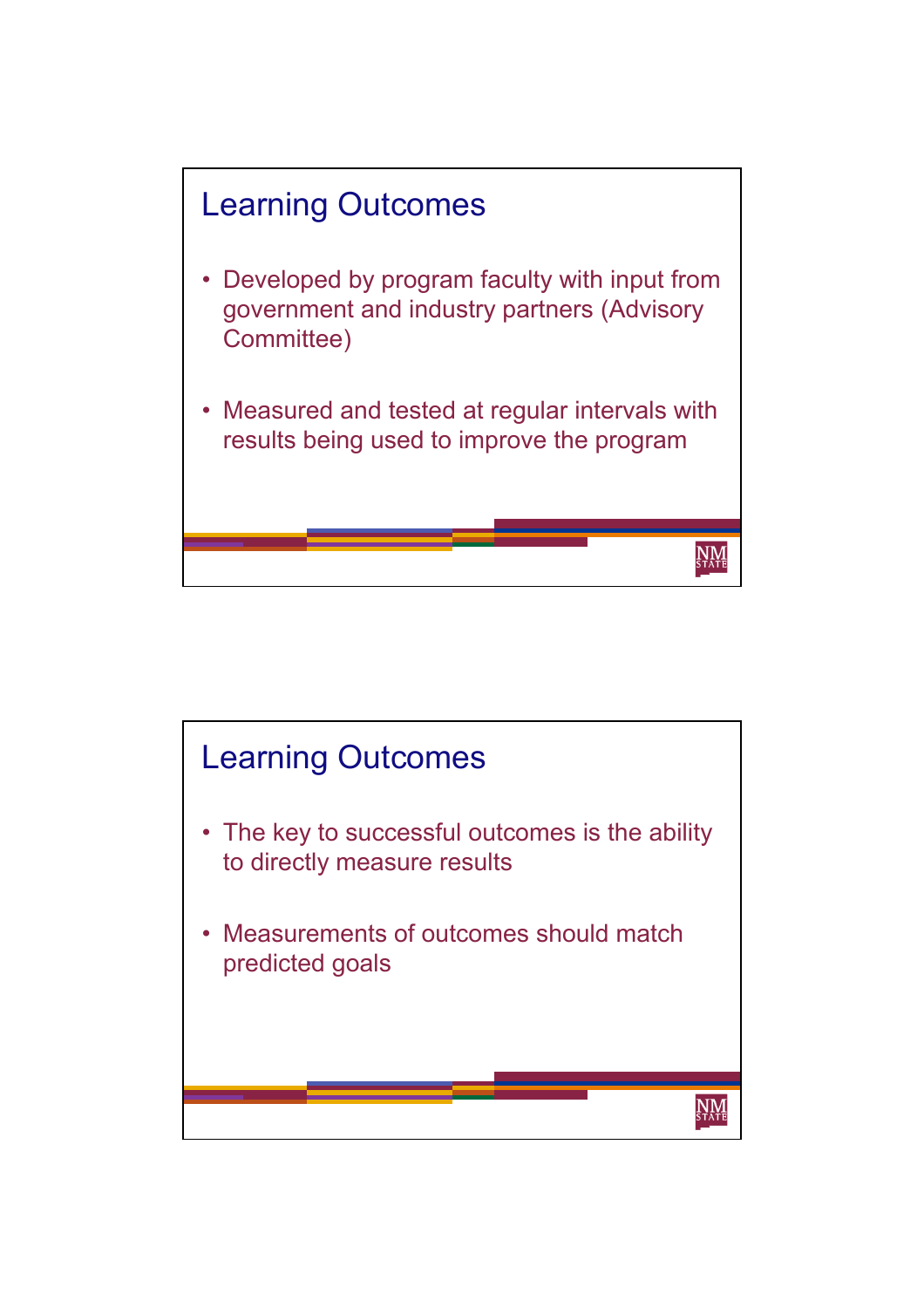## Learning Outcomes

- Developed by program faculty with input from government and industry partners (Advisory Committee)
- Measured and tested at regular intervals with results being used to improve the program

## Learning Outcomes

- The key to successful outcomes is the ability to directly measure results
- Measurements of outcomes should match predicted goals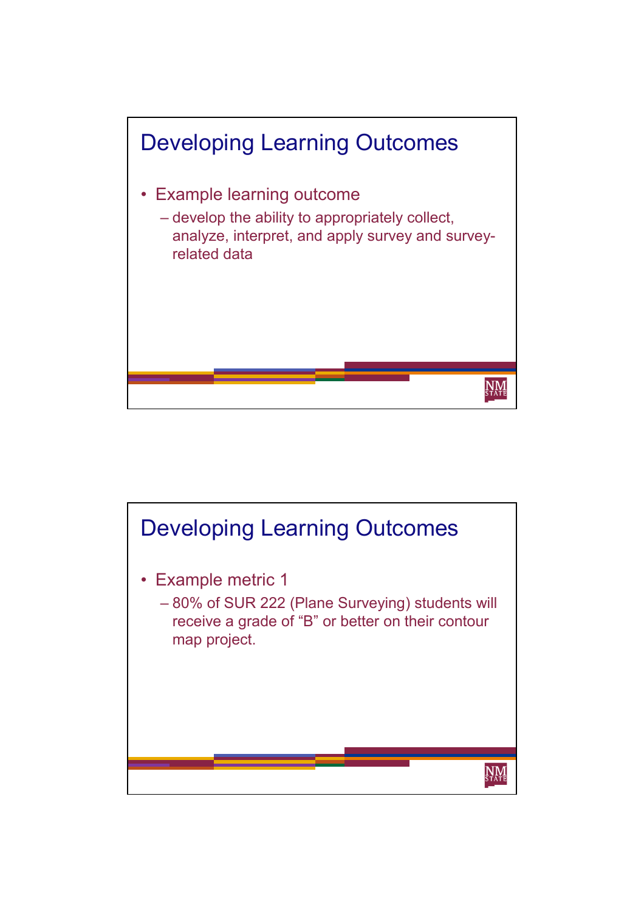## Developing Learning Outcomes

- Example learning outcome
  - develop the ability to appropriately collect, analyze, interpret, and apply survey and survey-related data

## Developing Learning Outcomes

- Example metric 1
  - 80% of SUR 222 (Plane Surveying) students will receive a grade of “B” or better on their contour map project.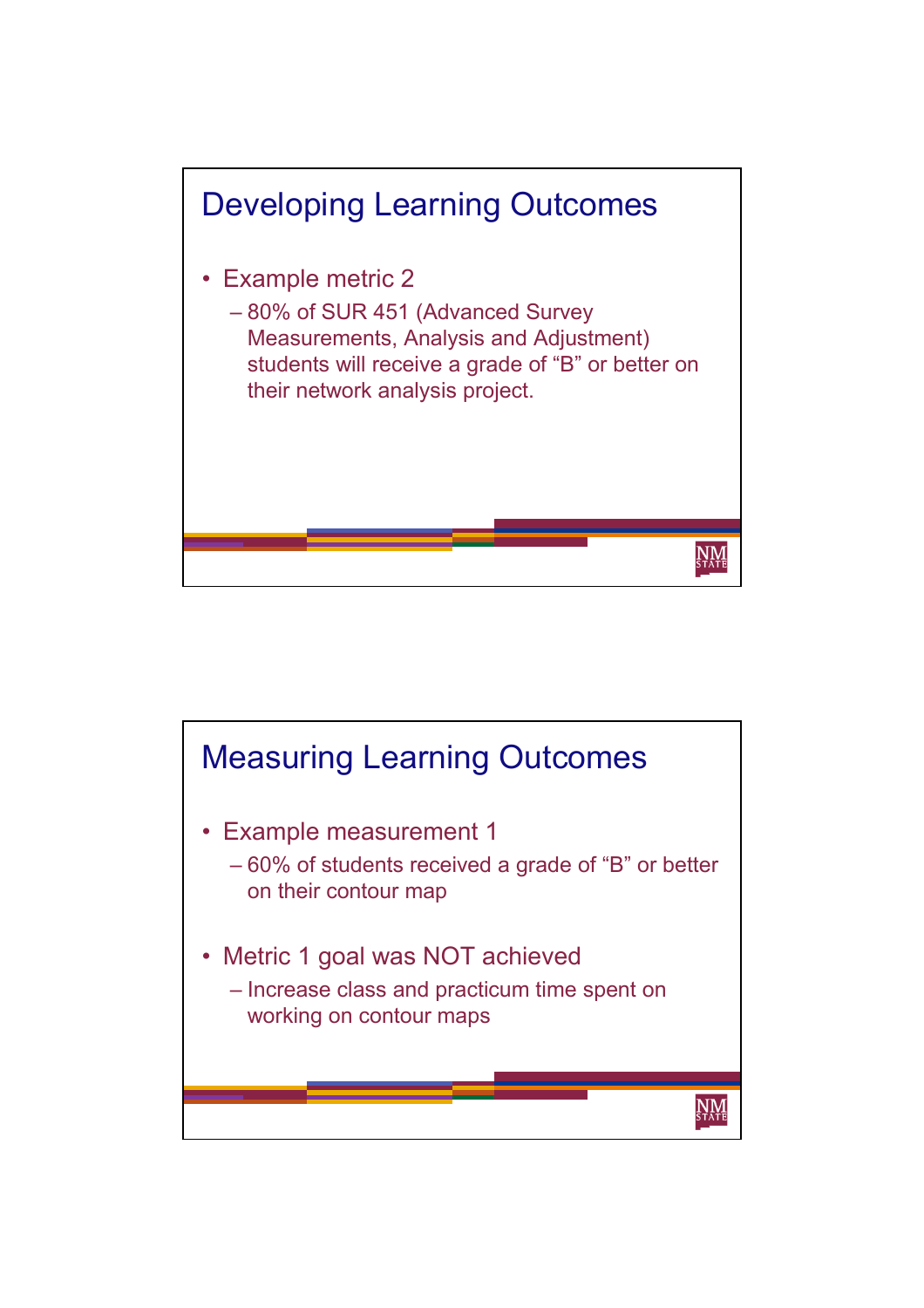## Developing Learning Outcomes

- Example metric 2
  - 80% of SUR 451 (Advanced Survey Measurements, Analysis and Adjustment) students will receive a grade of "B" or better on their network analysis project.

## Measuring Learning Outcomes

- Example measurement 1
  - 60% of students received a grade of "B" or better on their contour map
- Metric 1 goal was NOT achieved
  - Increase class and practicum time spent on working on contour maps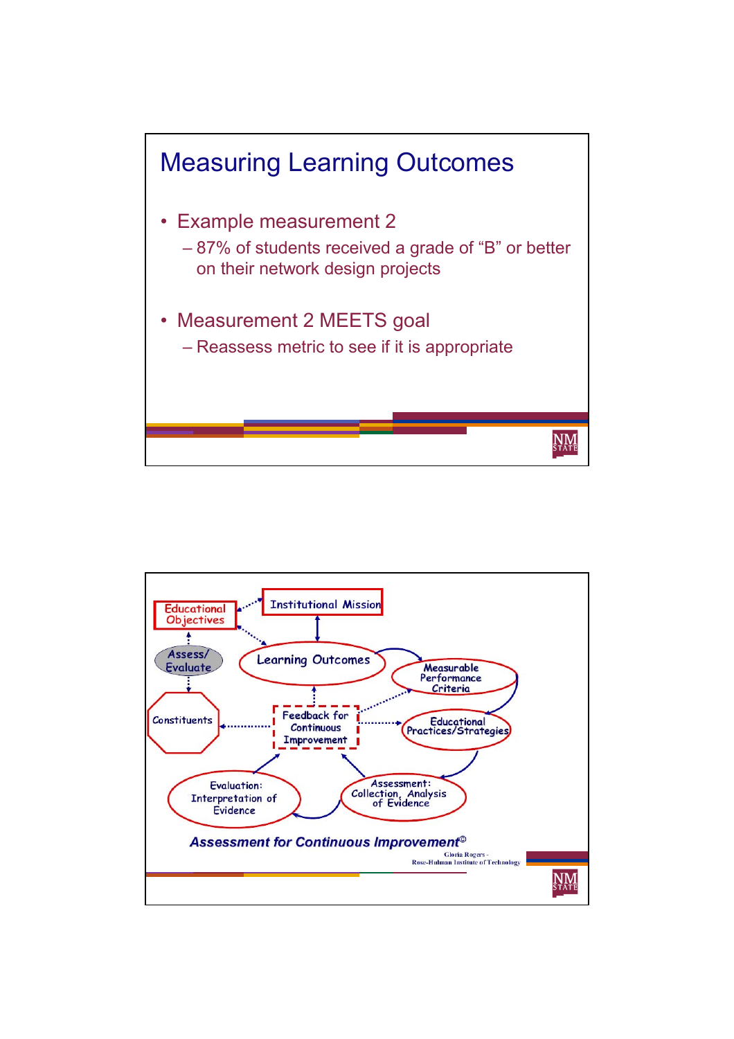# Measuring Learning Outcomes

- Example measurement 2
  - 87% of students received a grade of "B" or better on their network design projects
- Measurement 2 MEETS goal
  - Reassess metric to see if it is appropriate

---

Educational Objectives

Institutional Mission

Assess/ Evaluate

Learning Outcomes

Measurable Performance Criteria

Constituents

Feedback for Continuous Improvement

Educational Practices/Strategies

Evaluation: Interpretation of Evidence

Assessment: Collection, Analysis of Evidence

***Assessment for Continuous Improvement©***

Gloria Rogers - Rose-Hulman Institute of Technology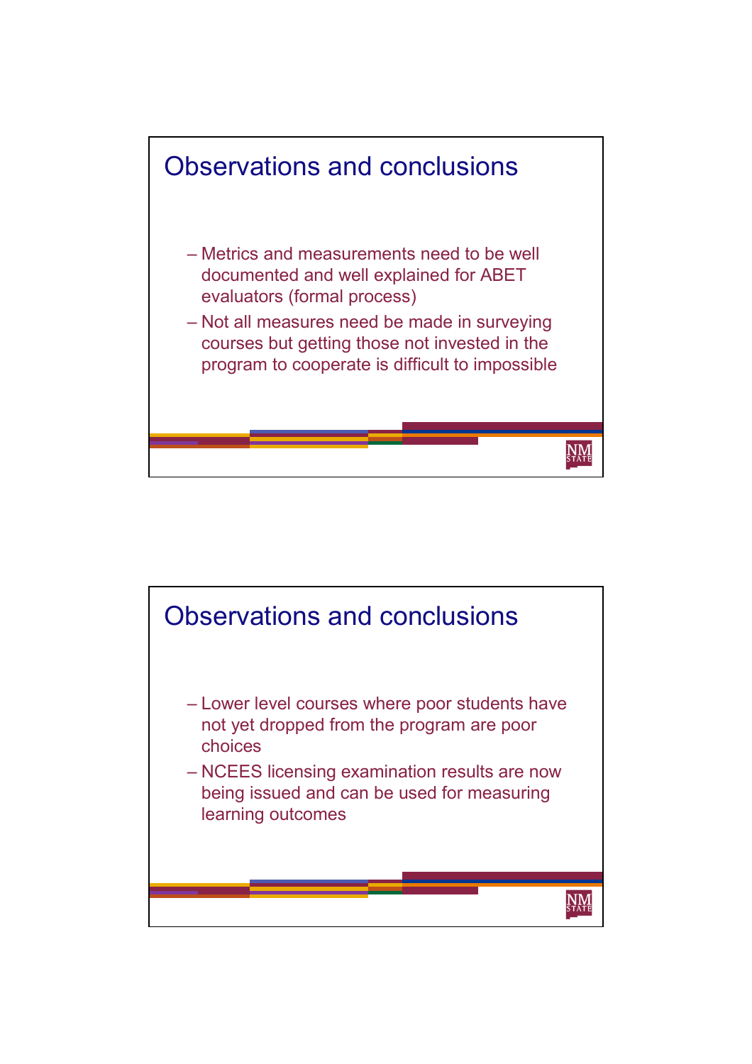## Observations and conclusions

- Metrics and measurements need to be well documented and well explained for ABET evaluators (formal process)
- Not all measures need be made in surveying courses but getting those not invested in the program to cooperate is difficult to impossible

## Observations and conclusions

- Lower level courses where poor students have not yet dropped from the program are poor choices
- NCEES licensing examination results are now being issued and can be used for measuring learning outcomes